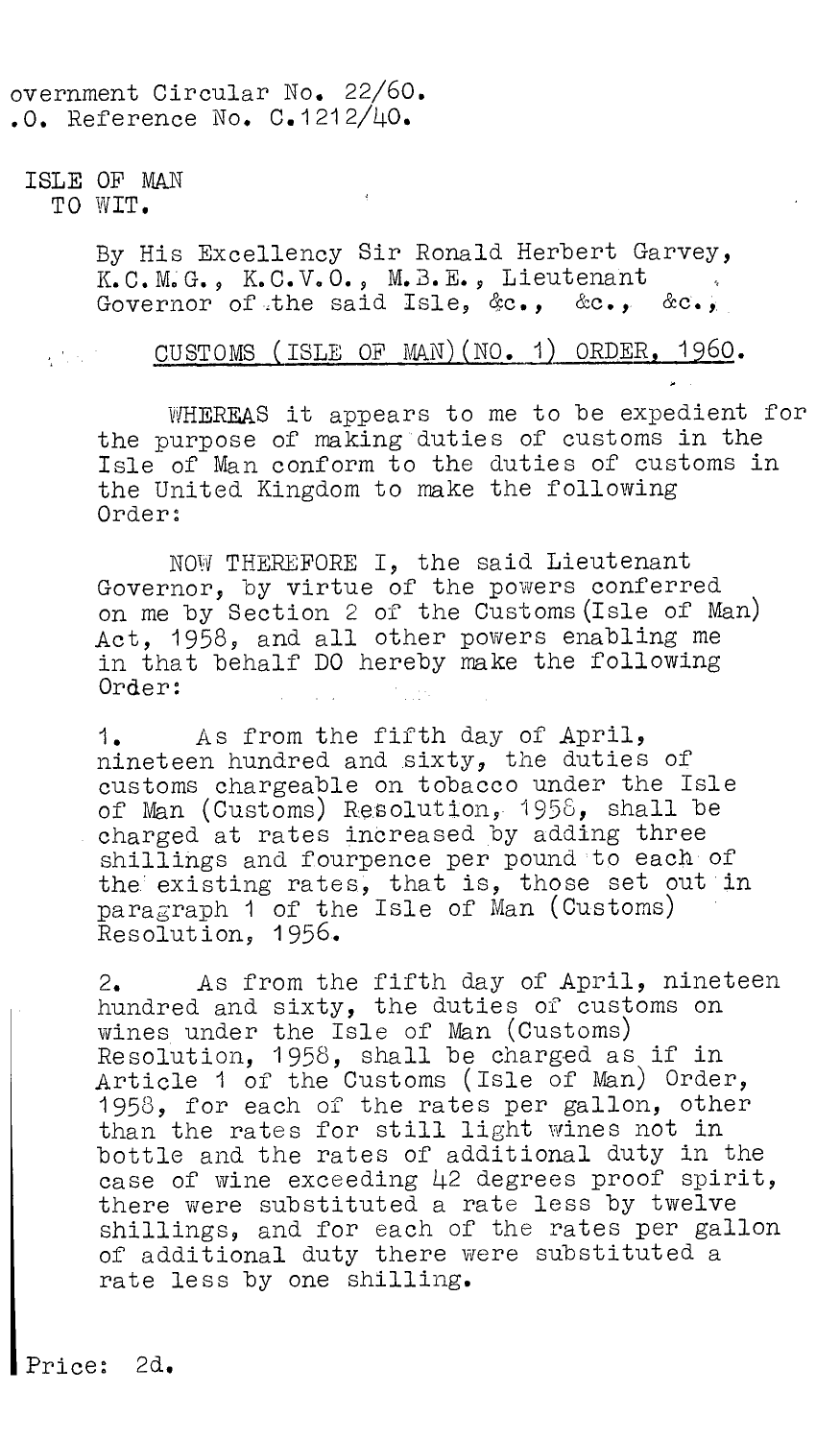overnment Circular No. 22/60.
.O. Reference No. C.1212/40.

ISLE OF MAN
TO WIT.

By His Excellency Sir Ronald Herbert Garvey, K.C.M.G., K.C.V.O., M.B.E., Lieutenant Governor of the said Isle, &c., &c., &c.,

## CUSTOMS (ISLE OF MAN)(NO. 1) ORDER, 1960.

WHEREAS it appears to me to be expedient for the purpose of making duties of customs in the Isle of Man conform to the duties of customs in the United Kingdom to make the following Order:

NOW THEREFORE I, the said Lieutenant Governor, by virtue of the powers conferred on me by Section 2 of the Customs (Isle of Man) Act, 1958, and all other powers enabling me in that behalf DO hereby make the following Order:

1. As from the fifth day of April, nineteen hundred and sixty, the duties of customs chargeable on tobacco under the Isle of Man (Customs) Resolution, 1958, shall be charged at rates increased by adding three shillings and fourpence per pound to each of the existing rates, that is, those set out in paragraph 1 of the Isle of Man (Customs) Resolution, 1956.

2. As from the fifth day of April, nineteen hundred and sixty, the duties of customs on wines under the Isle of Man (Customs) Resolution, 1958, shall be charged as if in Article 1 of the Customs (Isle of Man) Order, 1958, for each of the rates per gallon, other than the rates for still light wines not in bottle and the rates of additional duty in the case of wine exceeding 42 degrees proof spirit, there were substituted a rate less by twelve shillings, and for each of the rates per gallon of additional duty there were substituted a rate less by one shilling.

Price: 2d.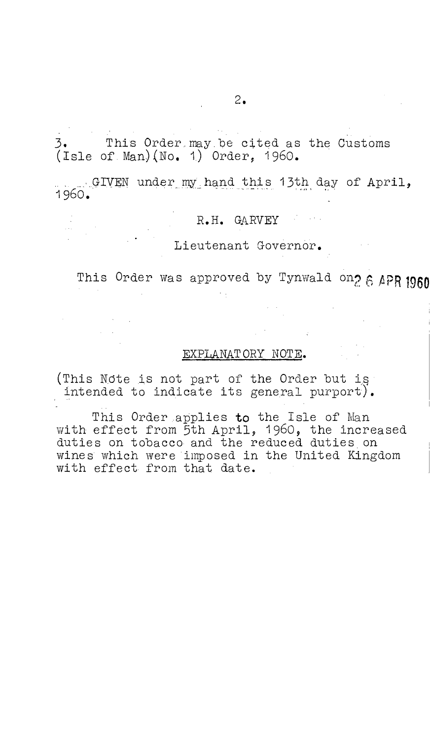3. This Order may be cited as the Customs (Isle of Man)(No. 1) Order, 1960.

GIVEN under my hand this 13th day of April, 1960.

R.H. GARVEY

Lieutenant Governor.

This Order was approved by Tynwald on 26 APR 1960

EXPLANATORY NOTE.

(This Note is not part of the Order but is intended to indicate its general purport).

This Order applies to the Isle of Man with effect from 5th April, 1960, the increased duties on tobacco and the reduced duties on wines which were imposed in the United Kingdom with effect from that date.